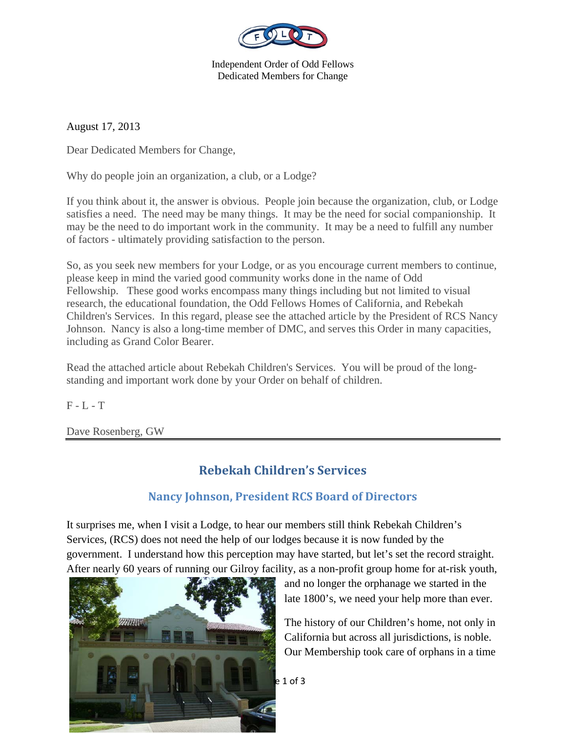Independent Order of Odd Fellows
Dedicated Members for Change

August 17, 2013

Dear Dedicated Members for Change,

Why do people join an organization, a club, or a Lodge?

If you think about it, the answer is obvious. People join because the organization, club, or Lodge satisfies a need. The need may be many things. It may be the need for social companionship. It may be the need to do important work in the community. It may be a need to fulfill any number of factors - ultimately providing satisfaction to the person.

So, as you seek new members for your Lodge, or as you encourage current members to continue, please keep in mind the varied good community works done in the name of Odd Fellowship. These good works encompass many things including but not limited to visual research, the educational foundation, the Odd Fellows Homes of California, and Rebekah Children's Services. In this regard, please see the attached article by the President of RCS Nancy Johnson. Nancy is also a long-time member of DMC, and serves this Order in many capacities, including as Grand Color Bearer.

Read the attached article about Rebekah Children's Services. You will be proud of the long-standing and important work done by your Order on behalf of children.

F - L - T

Dave Rosenberg, GW

## Rebekah Children's Services

### Nancy Johnson, President RCS Board of Directors

It surprises me, when I visit a Lodge, to hear our members still think Rebekah Children's Services, (RCS) does not need the help of our lodges because it is now funded by the government. I understand how this perception may have started, but let's set the record straight. After nearly 60 years of running our Gilroy facility, as a non-profit group home for at-risk youth, and no longer the orphanage we started in the late 1800's, we need your help more than ever.

The history of our Children's home, not only in California but across all jurisdictions, is noble. Our Membership took care of orphans in a time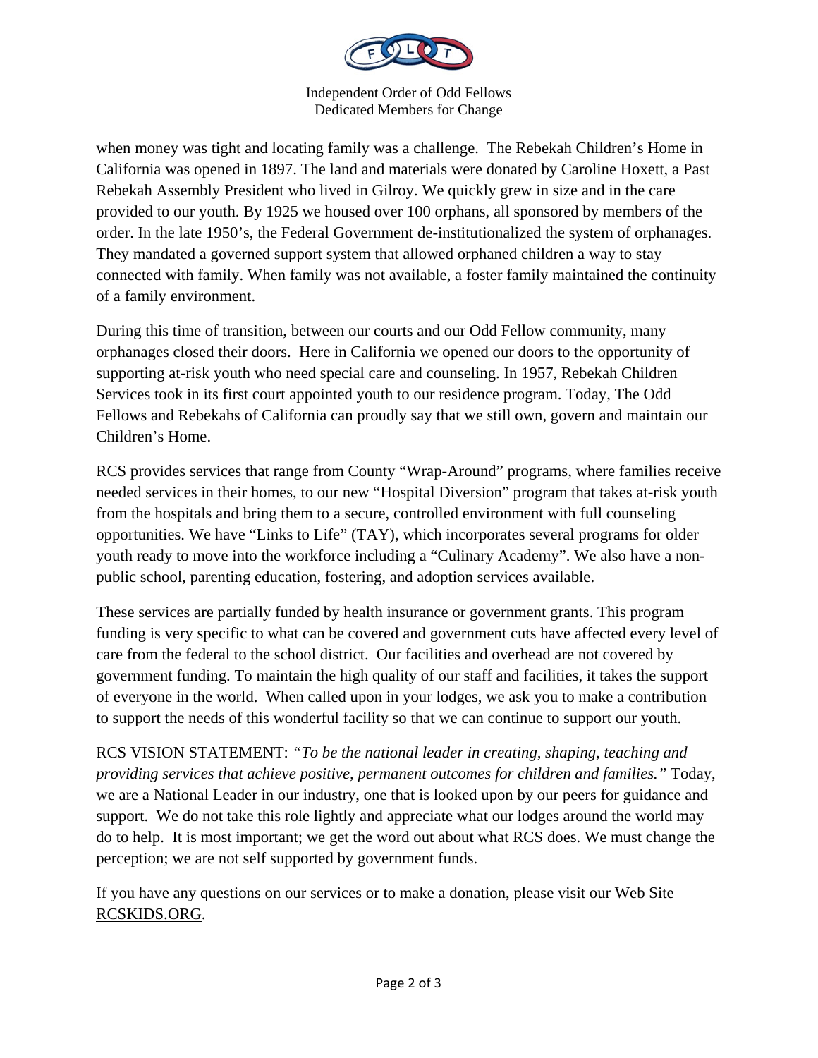when money was tight and locating family was a challenge. The Rebekah Children's Home in California was opened in 1897. The land and materials were donated by Caroline Hoxett, a Past Rebekah Assembly President who lived in Gilroy. We quickly grew in size and in the care provided to our youth. By 1925 we housed over 100 orphans, all sponsored by members of the order. In the late 1950's, the Federal Government de-institutionalized the system of orphanages. They mandated a governed support system that allowed orphaned children a way to stay connected with family. When family was not available, a foster family maintained the continuity of a family environment.

During this time of transition, between our courts and our Odd Fellow community, many orphanages closed their doors. Here in California we opened our doors to the opportunity of supporting at-risk youth who need special care and counseling. In 1957, Rebekah Children Services took in its first court appointed youth to our residence program. Today, The Odd Fellows and Rebekahs of California can proudly say that we still own, govern and maintain our Children's Home.

RCS provides services that range from County "Wrap-Around" programs, where families receive needed services in their homes, to our new "Hospital Diversion" program that takes at-risk youth from the hospitals and bring them to a secure, controlled environment with full counseling opportunities. We have "Links to Life" (TAY), which incorporates several programs for older youth ready to move into the workforce including a "Culinary Academy". We also have a non-public school, parenting education, fostering, and adoption services available.

These services are partially funded by health insurance or government grants. This program funding is very specific to what can be covered and government cuts have affected every level of care from the federal to the school district. Our facilities and overhead are not covered by government funding. To maintain the high quality of our staff and facilities, it takes the support of everyone in the world. When called upon in your lodges, we ask you to make a contribution to support the needs of this wonderful facility so that we can continue to support our youth.

RCS VISION STATEMENT: *"To be the national leader in creating, shaping, teaching and providing services that achieve positive, permanent outcomes for children and families."* Today, we are a National Leader in our industry, one that is looked upon by our peers for guidance and support. We do not take this role lightly and appreciate what our lodges around the world may do to help. It is most important; we get the word out about what RCS does. We must change the perception; we are not self supported by government funds.

If you have any questions on our services or to make a donation, please visit our Web Site RCSKIDS.ORG.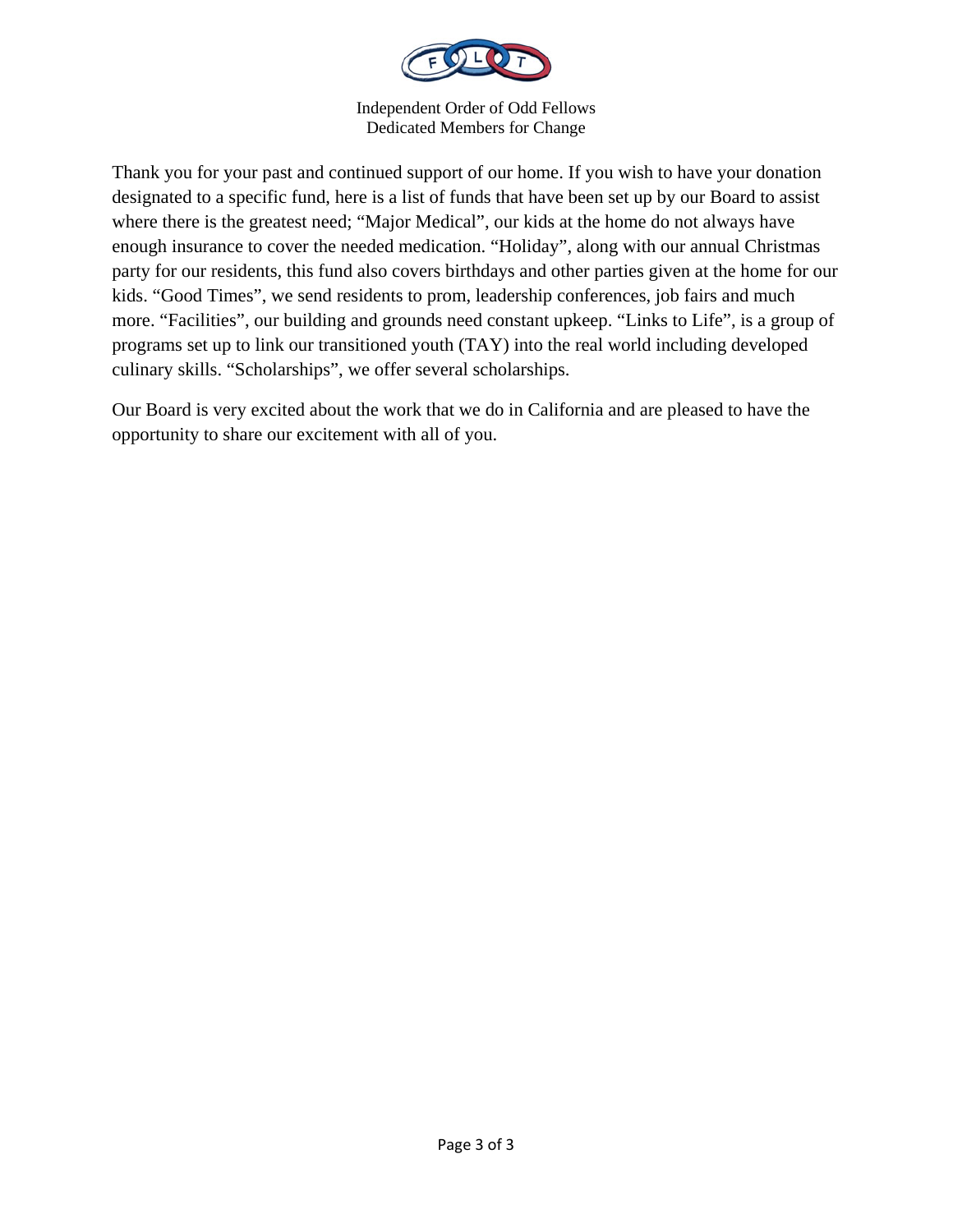Independent Order of Odd Fellows
Dedicated Members for Change

Thank you for your past and continued support of our home. If you wish to have your donation designated to a specific fund, here is a list of funds that have been set up by our Board to assist where there is the greatest need; “Major Medical”, our kids at the home do not always have enough insurance to cover the needed medication. “Holiday”, along with our annual Christmas party for our residents, this fund also covers birthdays and other parties given at the home for our kids. “Good Times”, we send residents to prom, leadership conferences, job fairs and much more. “Facilities”, our building and grounds need constant upkeep. “Links to Life”, is a group of programs set up to link our transitioned youth (TAY) into the real world including developed culinary skills. “Scholarships”, we offer several scholarships.

Our Board is very excited about the work that we do in California and are pleased to have the opportunity to share our excitement with all of you.